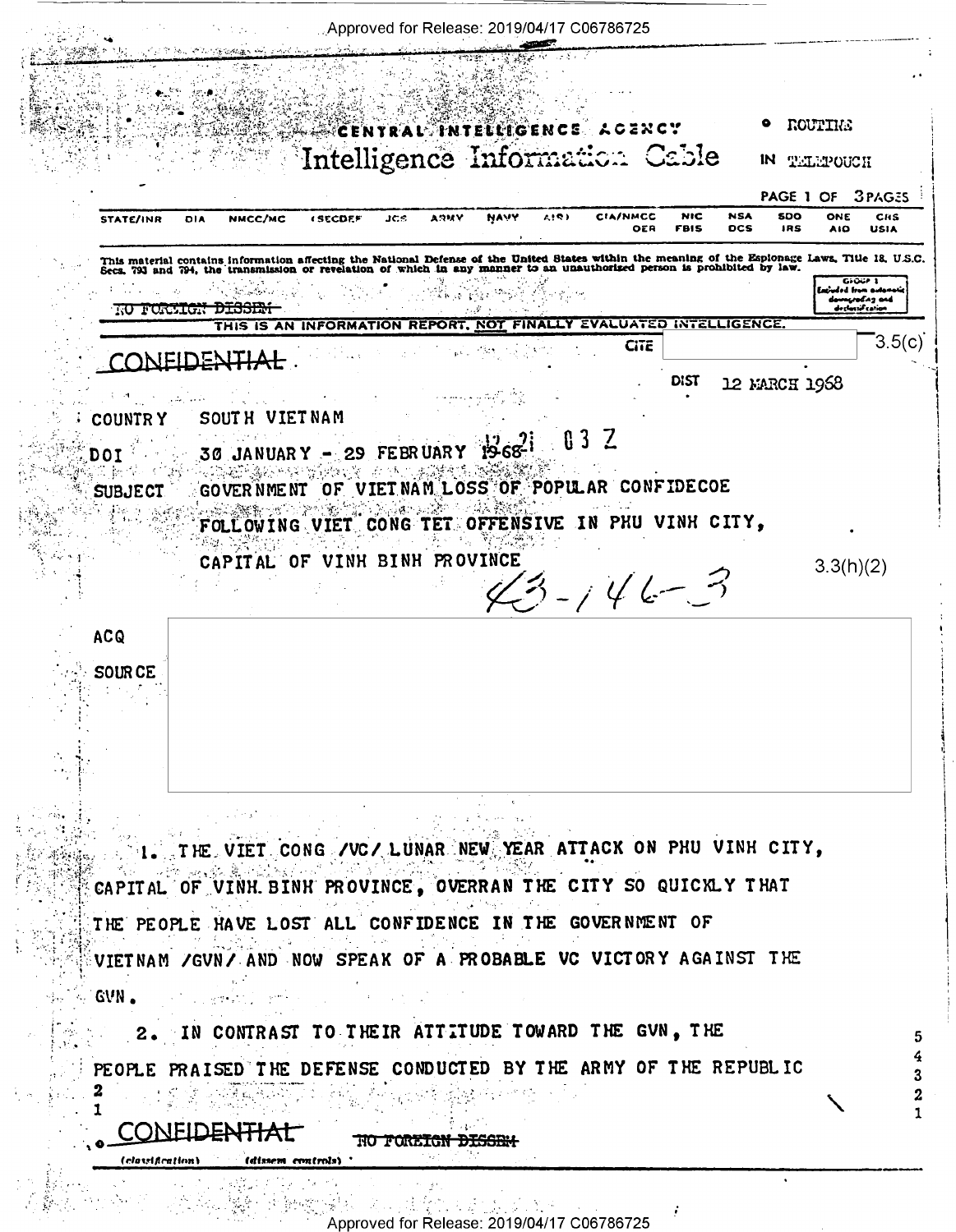CENTRAL INTELLIGENCE AGENCY

# Intelligence Information Cable

ROUTINE

IN TELEPOUCH

| STATE/INR | DIA | NMCC/MC | (SECDEF | JCS | ARMY | NAVY | AIR) | CIA/NMCC | NIC | NSA | SDO | ONE | CRS |
|---|---|---|---|---|---|---|---|---|---|---|---|---|---|
| | | | | | | | | OER | FBIS | DCS | IRS | AIO | USIA |

This material contains information affecting the National Defense of the United States within the meaning of the Espionage Laws, Title 18, U.S.C. Secs. 793 and 794, the transmission or revelation of which in any manner to an unauthorized person is prohibited by law.

GROUP 1 Excluded from automatic downgrading and declassification

~~NO FOREIGN DISSEM~~

THIS IS AN INFORMATION REPORT, NOT FINALLY EVALUATED INTELLIGENCE.

~~CONFIDENTIAL~~

CITE 3.5(c)

DIST 12 MARCH 1968

COUNTRY SOUTH VIETNAM

DOI 30 JANUARY - 29 FEBRUARY 1968 12 21 03 Z

SUBJECT GOVERNMENT OF VIETNAM LOSS OF POPULAR CONFIDECOE FOLLOWING VIET CONG TET OFFENSIVE IN PHU VINH CITY, CAPITAL OF VINH BINH PROVINCE

3.3(h)(2)

43-146-3

ACQ

SOURCE

1. THE VIET CONG /VC/ LUNAR NEW YEAR ATTACK ON PHU VINH CITY, CAPITAL OF VINH BINH PROVINCE, OVERRAN THE CITY SO QUICKLY THAT THE PEOPLE HAVE LOST ALL CONFIDENCE IN THE GOVERNMENT OF VIETNAM /GVN/ AND NOW SPEAK OF A PROBABLE VC VICTORY AGAINST THE GVN.

2. IN CONTRAST TO THEIR ATTITUDE TOWARD THE GVN, THE PEOPLE PRAISED THE DEFENSE CONDUCTED BY THE ARMY OF THE REPUBLIC

~~CONFIDENTIAL~~ ~~NO FOREIGN DISSEM~~

(classification) (dissem controls)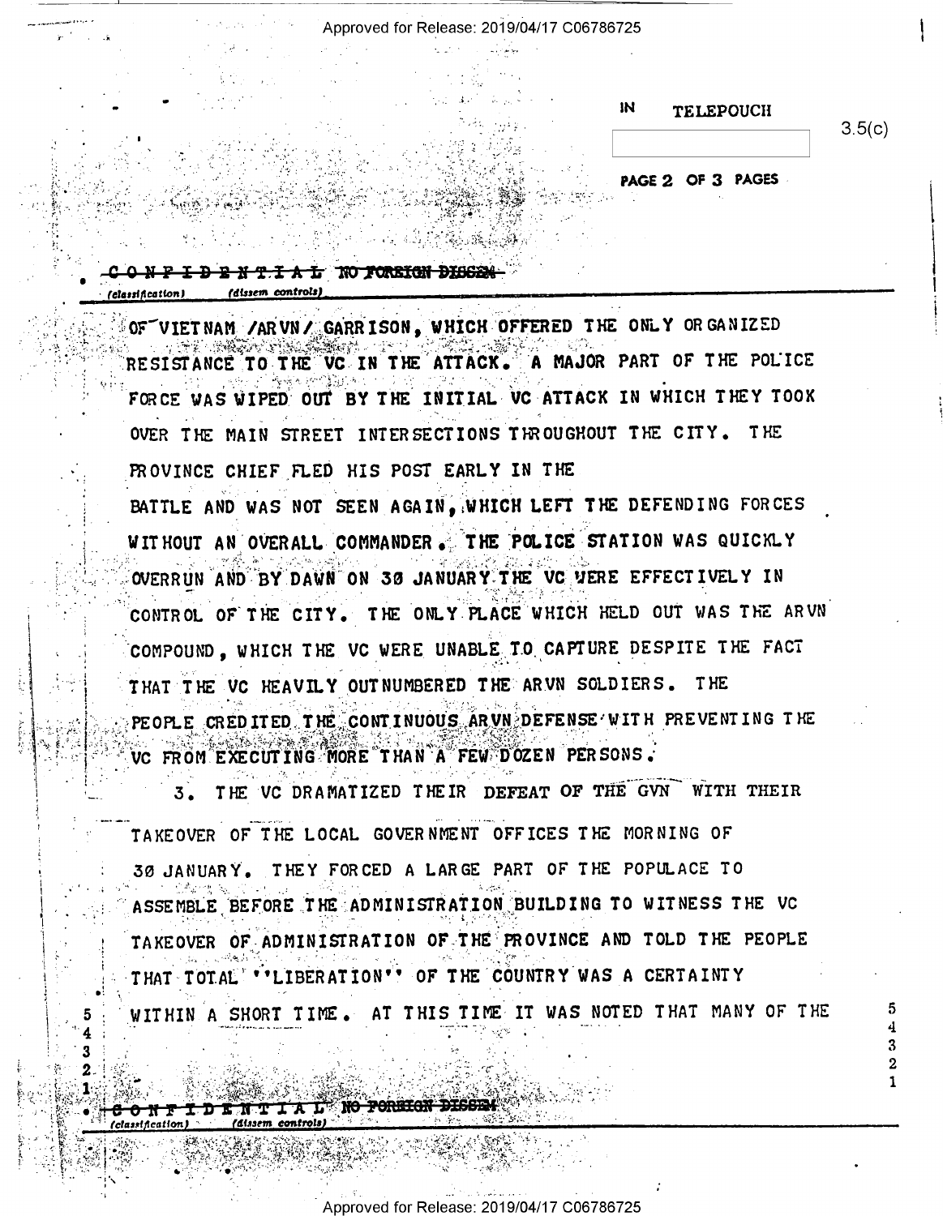IN TELEPOUCH

3.5(c)

CONFIDENTIAL NO FOREIGN DISSEM
(classification) (dissem controls)

OF VIETNAM /ARVN/ GARRISON, WHICH OFFERED THE ONLY ORGANIZED RESISTANCE TO THE VC IN THE ATTACK. A MAJOR PART OF THE POLICE FORCE WAS WIPED OUT BY THE INITIAL VC ATTACK IN WHICH THEY TOOK OVER THE MAIN STREET INTERSECTIONS THROUGHOUT THE CITY. THE PROVINCE CHIEF FLED HIS POST EARLY IN THE BATTLE AND WAS NOT SEEN AGAIN, WHICH LEFT THE DEFENDING FORCES WITHOUT AN OVERALL COMMANDER. THE POLICE STATION WAS QUICKLY OVERRUN AND BY DAWN ON 30 JANUARY THE VC WERE EFFECTIVELY IN CONTROL OF THE CITY. THE ONLY PLACE WHICH HELD OUT WAS THE ARVN COMPOUND, WHICH THE VC WERE UNABLE TO CAPTURE DESPITE THE FACT THAT THE VC HEAVILY OUTNUMBERED THE ARVN SOLDIERS. THE PEOPLE CREDITED THE CONTINUOUS ARVN DEFENSE WITH PREVENTING THE VC FROM EXECUTING MORE THAN A FEW DOZEN PERSONS.

3. THE VC DRAMATIZED THEIR DEFEAT OF THE GVN WITH THEIR TAKEOVER OF THE LOCAL GOVERNMENT OFFICES THE MORNING OF 30 JANUARY. THEY FORCED A LARGE PART OF THE POPULACE TO ASSEMBLE BEFORE THE ADMINISTRATION BUILDING TO WITNESS THE VC TAKEOVER OF ADMINISTRATION OF THE PROVINCE AND TOLD THE PEOPLE THAT TOTAL "LIBERATION" OF THE COUNTRY WAS A CERTAINTY WITHIN A SHORT TIME. AT THIS TIME IT WAS NOTED THAT MANY OF THE

CONFIDENTIAL NO FOREIGN DISSEM
(classification) (dissem controls)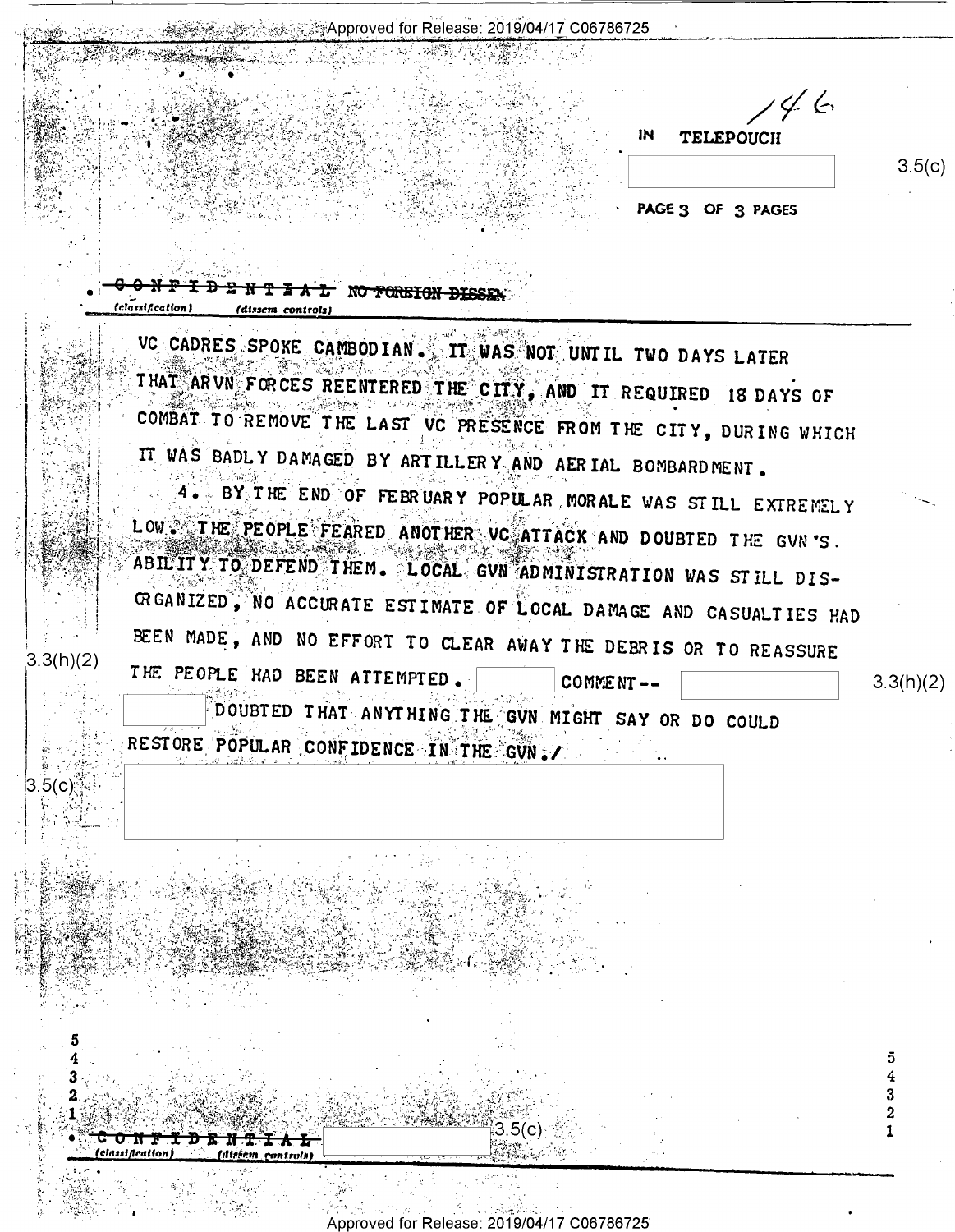IN TELEPOUCH

3.5(c)

~~CONFIDENTIAL~~ ~~NO FOREIGN DISSEM~~
(classification) (dissem controls)

VC CADRES SPOKE CAMBODIAN. IT WAS NOT UNTIL TWO DAYS LATER THAT ARVN FORCES REENTERED THE CITY, AND IT REQUIRED 18 DAYS OF COMBAT TO REMOVE THE LAST VC PRESENCE FROM THE CITY, DURING WHICH IT WAS BADLY DAMAGED BY ARTILLERY AND AERIAL BOMBARDMENT.

4. BY THE END OF FEBRUARY POPULAR MORALE WAS STILL EXTREMELY LOW. THE PEOPLE FEARED ANOTHER VC ATTACK AND DOUBTED THE GVN'S ABILITY TO DEFEND THEM. LOCAL GVN ADMINISTRATION WAS STILL DISORGANIZED, NO ACCURATE ESTIMATE OF LOCAL DAMAGE AND CASUALTIES HAD BEEN MADE, AND NO EFFORT TO CLEAR AWAY THE DEBRIS OR TO REASSURE THE PEOPLE HAD BEEN ATTEMPTED. [ ] COMMENT-- [ ] 3.3(h)(2) [ ] DOUBTED THAT ANYTHING THE GVN MIGHT SAY OR DO COULD RESTORE POPULAR CONFIDENCE IN THE GVN./

3.5(c) [ ]

~~CONFIDENTIAL~~ [ ] 3.5(c)
(classification) (dissem controls)